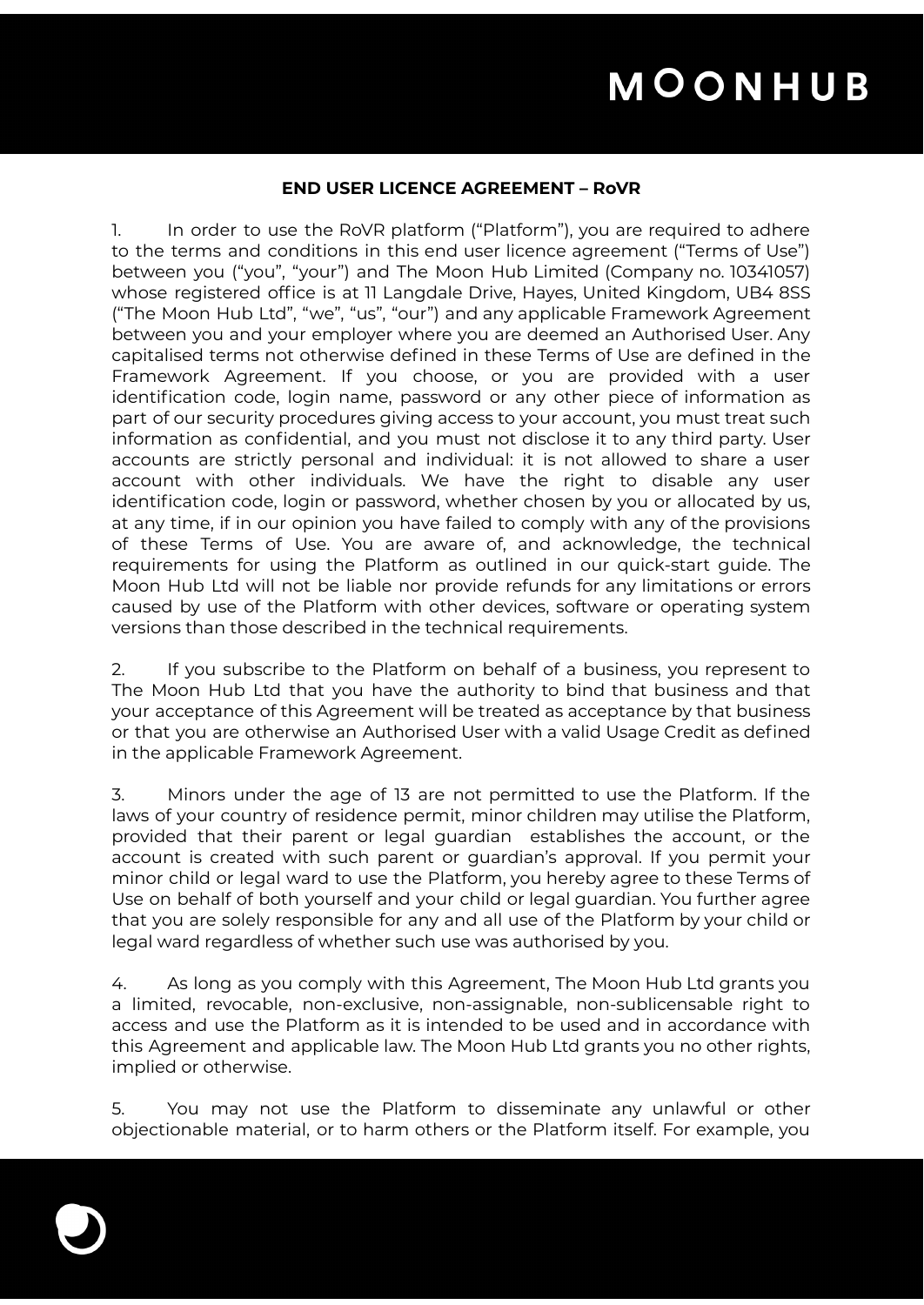**END USER LICENCE AGREEMENT – RoVR**

1. In order to use the RoVR platform ("Platform"), you are required to adhere to the terms and conditions in this end user licence agreement ("Terms of Use") between you ("you", "your") and The Moon Hub Limited (Company no. 10341057) whose registered office is at 11 Langdale Drive, Hayes, United Kingdom, UB4 8SS ("The Moon Hub Ltd", "we", "us", "our") and any applicable Framework Agreement between you and your employer where you are deemed an Authorised User. Any capitalised terms not otherwise defined in these Terms of Use are defined in the Framework Agreement. If you choose, or you are provided with a user identification code, login name, password or any other piece of information as part of our security procedures giving access to your account, you must treat such information as confidential, and you must not disclose it to any third party. User accounts are strictly personal and individual: it is not allowed to share a user account with other individuals. We have the right to disable any user identification code, login or password, whether chosen by you or allocated by us, at any time, if in our opinion you have failed to comply with any of the provisions of these Terms of Use. You are aware of, and acknowledge, the technical requirements for using the Platform as outlined in our quick-start guide. The Moon Hub Ltd will not be liable nor provide refunds for any limitations or errors caused by use of the Platform with other devices, software or operating system versions than those described in the technical requirements.

2. If you subscribe to the Platform on behalf of a business, you represent to The Moon Hub Ltd that you have the authority to bind that business and that your acceptance of this Agreement will be treated as acceptance by that business or that you are otherwise an Authorised User with a valid Usage Credit as defined in the applicable Framework Agreement.

3. Minors under the age of 13 are not permitted to use the Platform. If the laws of your country of residence permit, minor children may utilise the Platform, provided that their parent or legal guardian establishes the account, or the account is created with such parent or guardian's approval. If you permit your minor child or legal ward to use the Platform, you hereby agree to these Terms of Use on behalf of both yourself and your child or legal guardian. You further agree that you are solely responsible for any and all use of the Platform by your child or legal ward regardless of whether such use was authorised by you.

4. As long as you comply with this Agreement, The Moon Hub Ltd grants you a limited, revocable, non-exclusive, non-assignable, non-sublicensable right to access and use the Platform as it is intended to be used and in accordance with this Agreement and applicable law. The Moon Hub Ltd grants you no other rights, implied or otherwise.

5. You may not use the Platform to disseminate any unlawful or other objectionable material, or to harm others or the Platform itself. For example, you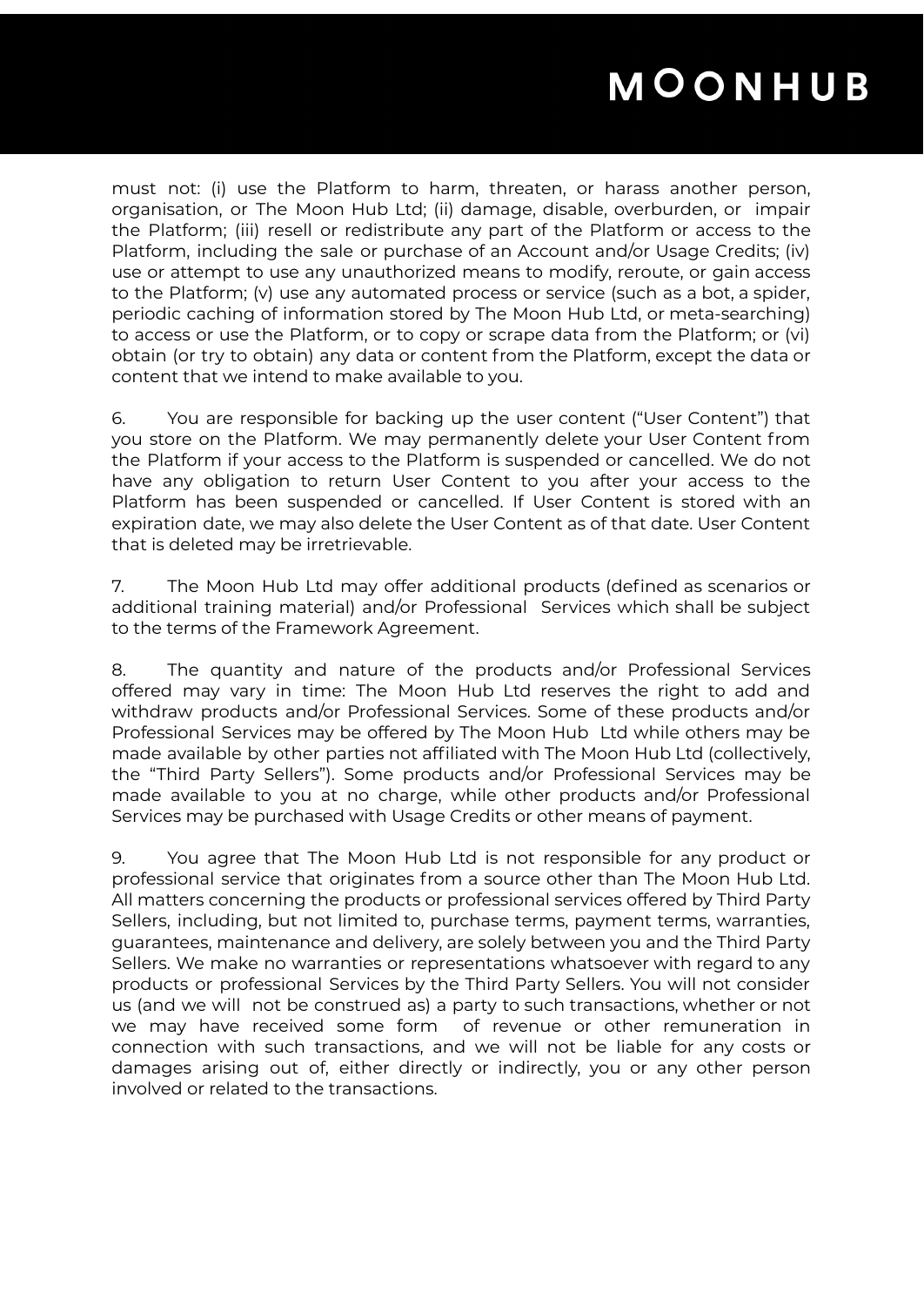must not: (i) use the Platform to harm, threaten, or harass another person, organisation, or The Moon Hub Ltd; (ii) damage, disable, overburden, or impair the Platform; (iii) resell or redistribute any part of the Platform or access to the Platform, including the sale or purchase of an Account and/or Usage Credits; (iv) use or attempt to use any unauthorized means to modify, reroute, or gain access to the Platform; (v) use any automated process or service (such as a bot, a spider, periodic caching of information stored by The Moon Hub Ltd, or meta-searching) to access or use the Platform, or to copy or scrape data from the Platform; or (vi) obtain (or try to obtain) any data or content from the Platform, except the data or content that we intend to make available to you.

6. You are responsible for backing up the user content ("User Content") that you store on the Platform. We may permanently delete your User Content from the Platform if your access to the Platform is suspended or cancelled. We do not have any obligation to return User Content to you after your access to the Platform has been suspended or cancelled. If User Content is stored with an expiration date, we may also delete the User Content as of that date. User Content that is deleted may be irretrievable.

7. The Moon Hub Ltd may offer additional products (defined as scenarios or additional training material) and/or Professional Services which shall be subject to the terms of the Framework Agreement.

8. The quantity and nature of the products and/or Professional Services offered may vary in time: The Moon Hub Ltd reserves the right to add and withdraw products and/or Professional Services. Some of these products and/or Professional Services may be offered by The Moon Hub Ltd while others may be made available by other parties not affiliated with The Moon Hub Ltd (collectively, the "Third Party Sellers"). Some products and/or Professional Services may be made available to you at no charge, while other products and/or Professional Services may be purchased with Usage Credits or other means of payment.

9. You agree that The Moon Hub Ltd is not responsible for any product or professional service that originates from a source other than The Moon Hub Ltd. All matters concerning the products or professional services offered by Third Party Sellers, including, but not limited to, purchase terms, payment terms, warranties, guarantees, maintenance and delivery, are solely between you and the Third Party Sellers. We make no warranties or representations whatsoever with regard to any products or professional Services by the Third Party Sellers. You will not consider us (and we will not be construed as) a party to such transactions, whether or not we may have received some form of revenue or other remuneration in connection with such transactions, and we will not be liable for any costs or damages arising out of, either directly or indirectly, you or any other person involved or related to the transactions.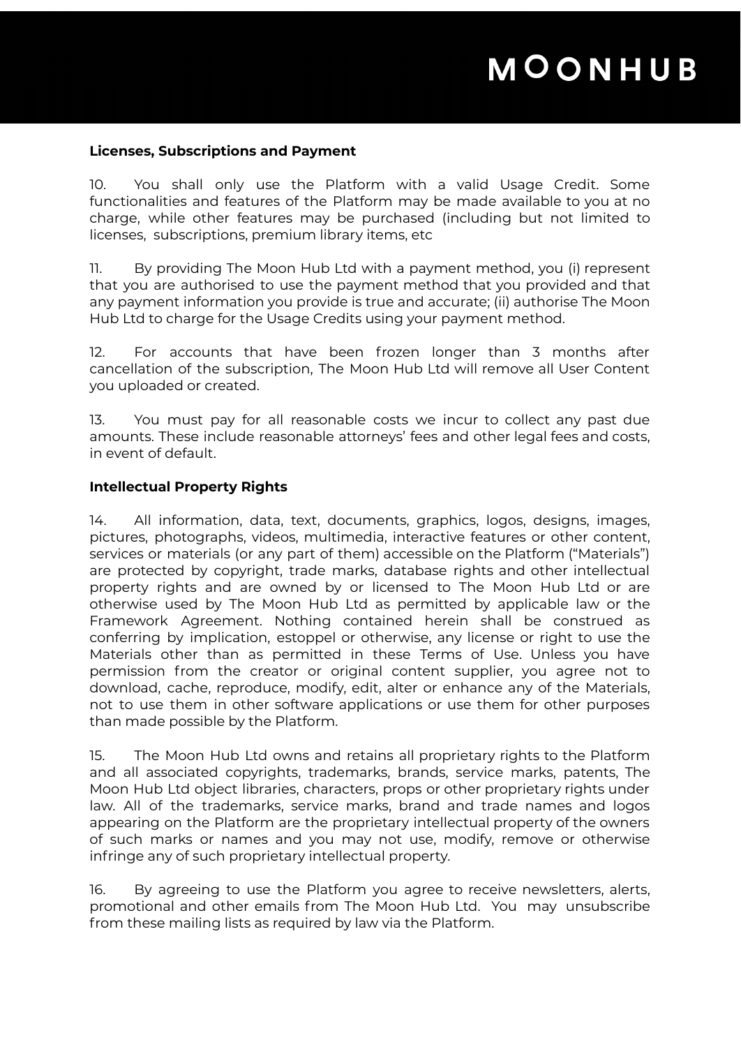**Licenses, Subscriptions and Payment**

10. You shall only use the Platform with a valid Usage Credit. Some functionalities and features of the Platform may be made available to you at no charge, while other features may be purchased (including but not limited to licenses, subscriptions, premium library items, etc

11. By providing The Moon Hub Ltd with a payment method, you (i) represent that you are authorised to use the payment method that you provided and that any payment information you provide is true and accurate; (ii) authorise The Moon Hub Ltd to charge for the Usage Credits using your payment method.

12. For accounts that have been frozen longer than 3 months after cancellation of the subscription, The Moon Hub Ltd will remove all User Content you uploaded or created.

13. You must pay for all reasonable costs we incur to collect any past due amounts. These include reasonable attorneys' fees and other legal fees and costs, in event of default.

**Intellectual Property Rights**

14. All information, data, text, documents, graphics, logos, designs, images, pictures, photographs, videos, multimedia, interactive features or other content, services or materials (or any part of them) accessible on the Platform ("Materials") are protected by copyright, trade marks, database rights and other intellectual property rights and are owned by or licensed to The Moon Hub Ltd or are otherwise used by The Moon Hub Ltd as permitted by applicable law or the Framework Agreement. Nothing contained herein shall be construed as conferring by implication, estoppel or otherwise, any license or right to use the Materials other than as permitted in these Terms of Use. Unless you have permission from the creator or original content supplier, you agree not to download, cache, reproduce, modify, edit, alter or enhance any of the Materials, not to use them in other software applications or use them for other purposes than made possible by the Platform.

15. The Moon Hub Ltd owns and retains all proprietary rights to the Platform and all associated copyrights, trademarks, brands, service marks, patents, The Moon Hub Ltd object libraries, characters, props or other proprietary rights under law. All of the trademarks, service marks, brand and trade names and logos appearing on the Platform are the proprietary intellectual property of the owners of such marks or names and you may not use, modify, remove or otherwise infringe any of such proprietary intellectual property.

16. By agreeing to use the Platform you agree to receive newsletters, alerts, promotional and other emails from The Moon Hub Ltd. You may unsubscribe from these mailing lists as required by law via the Platform.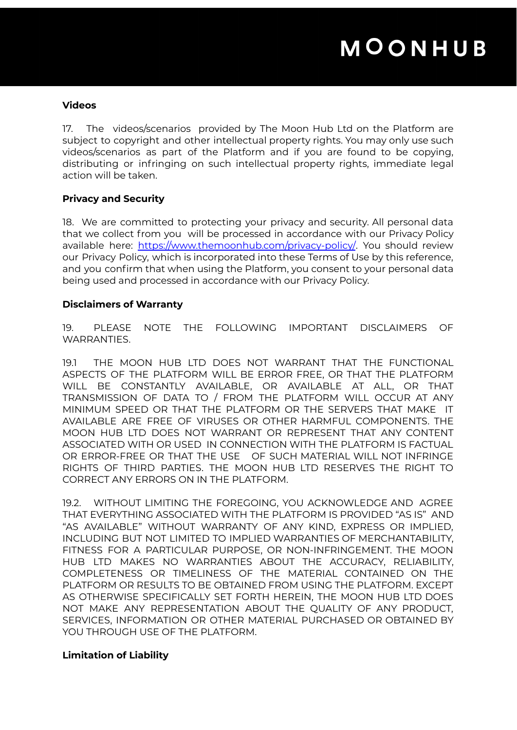**Videos**

17. The videos/scenarios provided by The Moon Hub Ltd on the Platform are subject to copyright and other intellectual property rights. You may only use such videos/scenarios as part of the Platform and if you are found to be copying, distributing or infringing on such intellectual property rights, immediate legal action will be taken.

**Privacy and Security**

18. We are committed to protecting your privacy and security. All personal data that we collect from you will be processed in accordance with our Privacy Policy available here: [https://www.themoonhub.com/privacy-policy/](https://www.themoonhub.com/privacy-policy/). You should review our Privacy Policy, which is incorporated into these Terms of Use by this reference, and you confirm that when using the Platform, you consent to your personal data being used and processed in accordance with our Privacy Policy.

**Disclaimers of Warranty**

19. PLEASE NOTE THE FOLLOWING IMPORTANT DISCLAIMERS OF WARRANTIES.

19.1 THE MOON HUB LTD DOES NOT WARRANT THAT THE FUNCTIONAL ASPECTS OF THE PLATFORM WILL BE ERROR FREE, OR THAT THE PLATFORM WILL BE CONSTANTLY AVAILABLE, OR AVAILABLE AT ALL, OR THAT TRANSMISSION OF DATA TO / FROM THE PLATFORM WILL OCCUR AT ANY MINIMUM SPEED OR THAT THE PLATFORM OR THE SERVERS THAT MAKE IT AVAILABLE ARE FREE OF VIRUSES OR OTHER HARMFUL COMPONENTS. THE MOON HUB LTD DOES NOT WARRANT OR REPRESENT THAT ANY CONTENT ASSOCIATED WITH OR USED IN CONNECTION WITH THE PLATFORM IS FACTUAL OR ERROR-FREE OR THAT THE USE OF SUCH MATERIAL WILL NOT INFRINGE RIGHTS OF THIRD PARTIES. THE MOON HUB LTD RESERVES THE RIGHT TO CORRECT ANY ERRORS ON IN THE PLATFORM.

19.2. WITHOUT LIMITING THE FOREGOING, YOU ACKNOWLEDGE AND AGREE THAT EVERYTHING ASSOCIATED WITH THE PLATFORM IS PROVIDED "AS IS" AND "AS AVAILABLE" WITHOUT WARRANTY OF ANY KIND, EXPRESS OR IMPLIED, INCLUDING BUT NOT LIMITED TO IMPLIED WARRANTIES OF MERCHANTABILITY, FITNESS FOR A PARTICULAR PURPOSE, OR NON-INFRINGEMENT. THE MOON HUB LTD MAKES NO WARRANTIES ABOUT THE ACCURACY, RELIABILITY, COMPLETENESS OR TIMELINESS OF THE MATERIAL CONTAINED ON THE PLATFORM OR RESULTS TO BE OBTAINED FROM USING THE PLATFORM. EXCEPT AS OTHERWISE SPECIFICALLY SET FORTH HEREIN, THE MOON HUB LTD DOES NOT MAKE ANY REPRESENTATION ABOUT THE QUALITY OF ANY PRODUCT, SERVICES, INFORMATION OR OTHER MATERIAL PURCHASED OR OBTAINED BY YOU THROUGH USE OF THE PLATFORM.

**Limitation of Liability**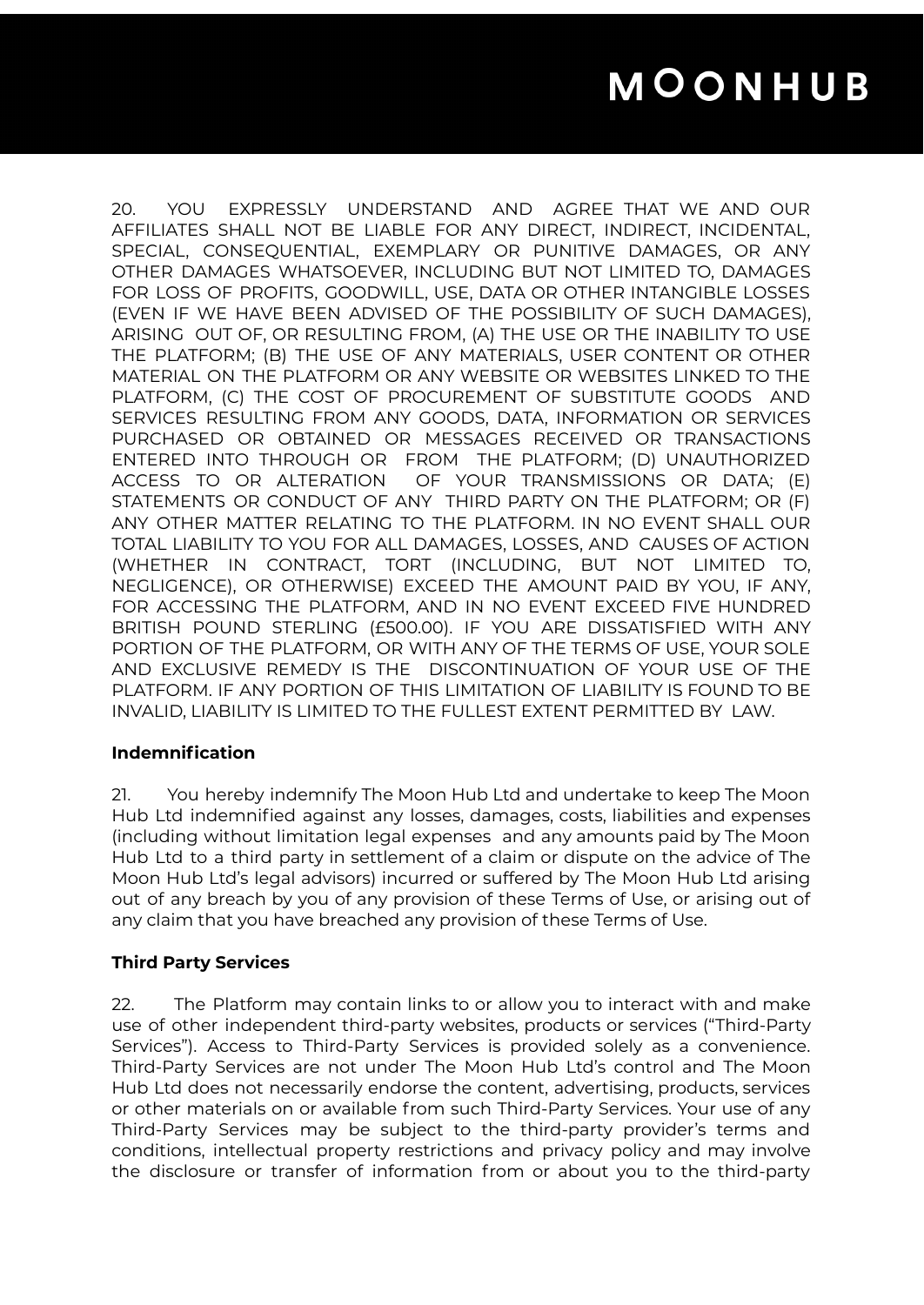20. YOU EXPRESSLY UNDERSTAND AND AGREE THAT WE AND OUR AFFILIATES SHALL NOT BE LIABLE FOR ANY DIRECT, INDIRECT, INCIDENTAL, SPECIAL, CONSEQUENTIAL, EXEMPLARY OR PUNITIVE DAMAGES, OR ANY OTHER DAMAGES WHATSOEVER, INCLUDING BUT NOT LIMITED TO, DAMAGES FOR LOSS OF PROFITS, GOODWILL, USE, DATA OR OTHER INTANGIBLE LOSSES (EVEN IF WE HAVE BEEN ADVISED OF THE POSSIBILITY OF SUCH DAMAGES), ARISING OUT OF, OR RESULTING FROM, (A) THE USE OR THE INABILITY TO USE THE PLATFORM; (B) THE USE OF ANY MATERIALS, USER CONTENT OR OTHER MATERIAL ON THE PLATFORM OR ANY WEBSITE OR WEBSITES LINKED TO THE PLATFORM, (C) THE COST OF PROCUREMENT OF SUBSTITUTE GOODS AND SERVICES RESULTING FROM ANY GOODS, DATA, INFORMATION OR SERVICES PURCHASED OR OBTAINED OR MESSAGES RECEIVED OR TRANSACTIONS ENTERED INTO THROUGH OR FROM THE PLATFORM; (D) UNAUTHORIZED ACCESS TO OR ALTERATION OF YOUR TRANSMISSIONS OR DATA; (E) STATEMENTS OR CONDUCT OF ANY THIRD PARTY ON THE PLATFORM; OR (F) ANY OTHER MATTER RELATING TO THE PLATFORM. IN NO EVENT SHALL OUR TOTAL LIABILITY TO YOU FOR ALL DAMAGES, LOSSES, AND CAUSES OF ACTION (WHETHER IN CONTRACT, TORT (INCLUDING, BUT NOT LIMITED TO, NEGLIGENCE), OR OTHERWISE) EXCEED THE AMOUNT PAID BY YOU, IF ANY, FOR ACCESSING THE PLATFORM, AND IN NO EVENT EXCEED FIVE HUNDRED BRITISH POUND STERLING (£500.00). IF YOU ARE DISSATISFIED WITH ANY PORTION OF THE PLATFORM, OR WITH ANY OF THE TERMS OF USE, YOUR SOLE AND EXCLUSIVE REMEDY IS THE DISCONTINUATION OF YOUR USE OF THE PLATFORM. IF ANY PORTION OF THIS LIMITATION OF LIABILITY IS FOUND TO BE INVALID, LIABILITY IS LIMITED TO THE FULLEST EXTENT PERMITTED BY LAW.

**Indemnification**

21. You hereby indemnify The Moon Hub Ltd and undertake to keep The Moon Hub Ltd indemnified against any losses, damages, costs, liabilities and expenses (including without limitation legal expenses and any amounts paid by The Moon Hub Ltd to a third party in settlement of a claim or dispute on the advice of The Moon Hub Ltd's legal advisors) incurred or suffered by The Moon Hub Ltd arising out of any breach by you of any provision of these Terms of Use, or arising out of any claim that you have breached any provision of these Terms of Use.

**Third Party Services**

22. The Platform may contain links to or allow you to interact with and make use of other independent third-party websites, products or services ("Third-Party Services"). Access to Third-Party Services is provided solely as a convenience. Third-Party Services are not under The Moon Hub Ltd's control and The Moon Hub Ltd does not necessarily endorse the content, advertising, products, services or other materials on or available from such Third-Party Services. Your use of any Third-Party Services may be subject to the third-party provider's terms and conditions, intellectual property restrictions and privacy policy and may involve the disclosure or transfer of information from or about you to the third-party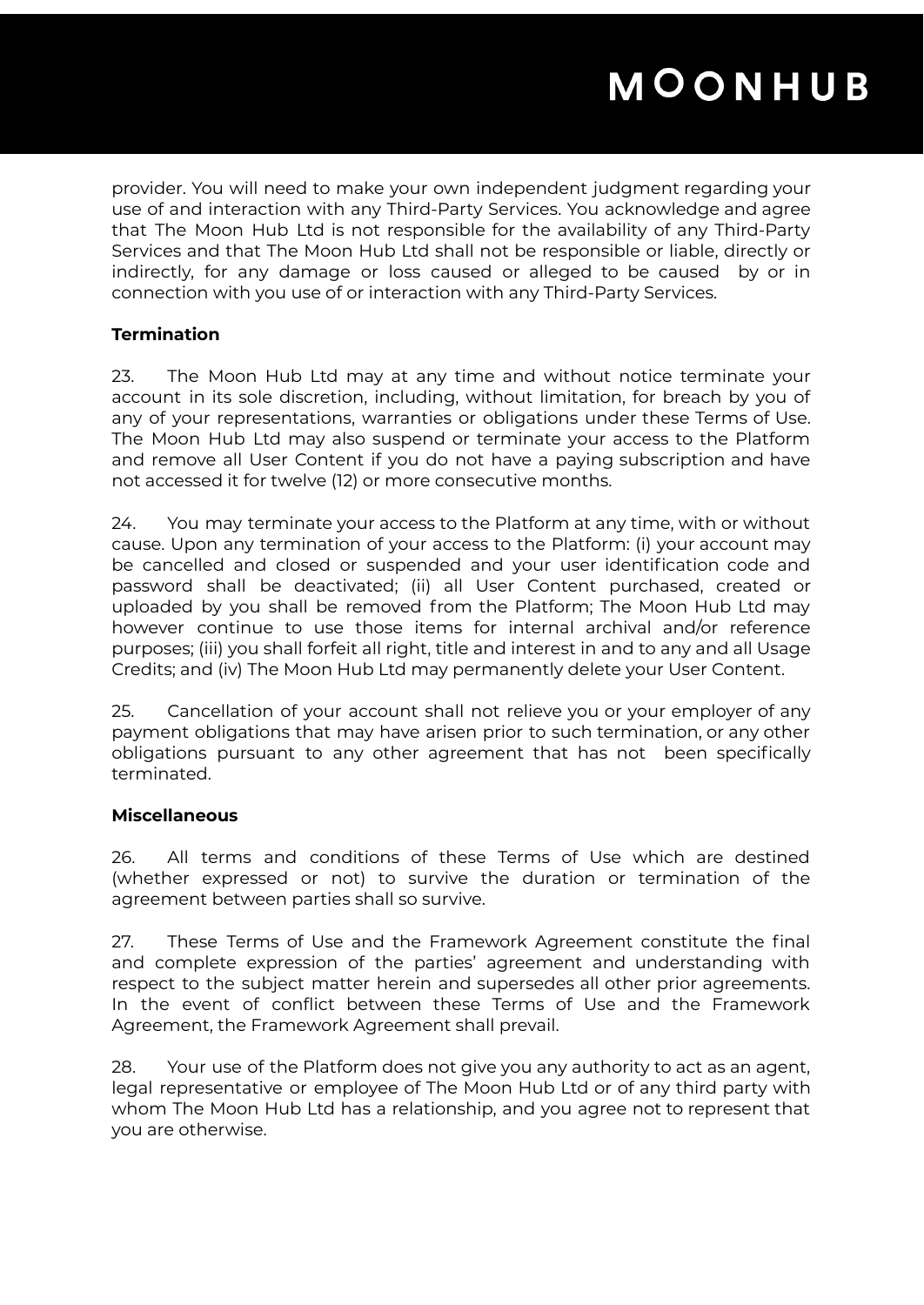provider. You will need to make your own independent judgment regarding your use of and interaction with any Third-Party Services. You acknowledge and agree that The Moon Hub Ltd is not responsible for the availability of any Third-Party Services and that The Moon Hub Ltd shall not be responsible or liable, directly or indirectly, for any damage or loss caused or alleged to be caused by or in connection with you use of or interaction with any Third-Party Services.

**Termination**

23. The Moon Hub Ltd may at any time and without notice terminate your account in its sole discretion, including, without limitation, for breach by you of any of your representations, warranties or obligations under these Terms of Use. The Moon Hub Ltd may also suspend or terminate your access to the Platform and remove all User Content if you do not have a paying subscription and have not accessed it for twelve (12) or more consecutive months.

24. You may terminate your access to the Platform at any time, with or without cause. Upon any termination of your access to the Platform: (i) your account may be cancelled and closed or suspended and your user identification code and password shall be deactivated; (ii) all User Content purchased, created or uploaded by you shall be removed from the Platform; The Moon Hub Ltd may however continue to use those items for internal archival and/or reference purposes; (iii) you shall forfeit all right, title and interest in and to any and all Usage Credits; and (iv) The Moon Hub Ltd may permanently delete your User Content.

25. Cancellation of your account shall not relieve you or your employer of any payment obligations that may have arisen prior to such termination, or any other obligations pursuant to any other agreement that has not been specifically terminated.

**Miscellaneous**

26. All terms and conditions of these Terms of Use which are destined (whether expressed or not) to survive the duration or termination of the agreement between parties shall so survive.

27. These Terms of Use and the Framework Agreement constitute the final and complete expression of the parties' agreement and understanding with respect to the subject matter herein and supersedes all other prior agreements. In the event of conflict between these Terms of Use and the Framework Agreement, the Framework Agreement shall prevail.

28. Your use of the Platform does not give you any authority to act as an agent, legal representative or employee of The Moon Hub Ltd or of any third party with whom The Moon Hub Ltd has a relationship, and you agree not to represent that you are otherwise.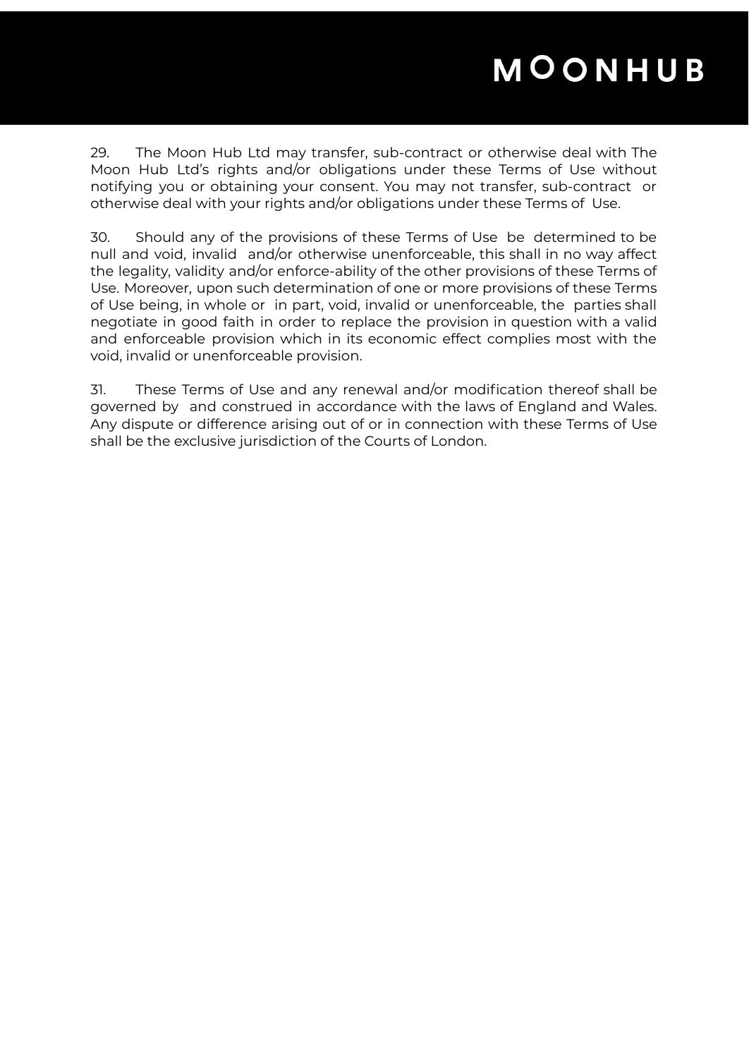29. The Moon Hub Ltd may transfer, sub-contract or otherwise deal with The Moon Hub Ltd's rights and/or obligations under these Terms of Use without notifying you or obtaining your consent. You may not transfer, sub-contract or otherwise deal with your rights and/or obligations under these Terms of Use.

30. Should any of the provisions of these Terms of Use be determined to be null and void, invalid and/or otherwise unenforceable, this shall in no way affect the legality, validity and/or enforce-ability of the other provisions of these Terms of Use. Moreover, upon such determination of one or more provisions of these Terms of Use being, in whole or in part, void, invalid or unenforceable, the parties shall negotiate in good faith in order to replace the provision in question with a valid and enforceable provision which in its economic effect complies most with the void, invalid or unenforceable provision.

31. These Terms of Use and any renewal and/or modification thereof shall be governed by and construed in accordance with the laws of England and Wales. Any dispute or difference arising out of or in connection with these Terms of Use shall be the exclusive jurisdiction of the Courts of London.